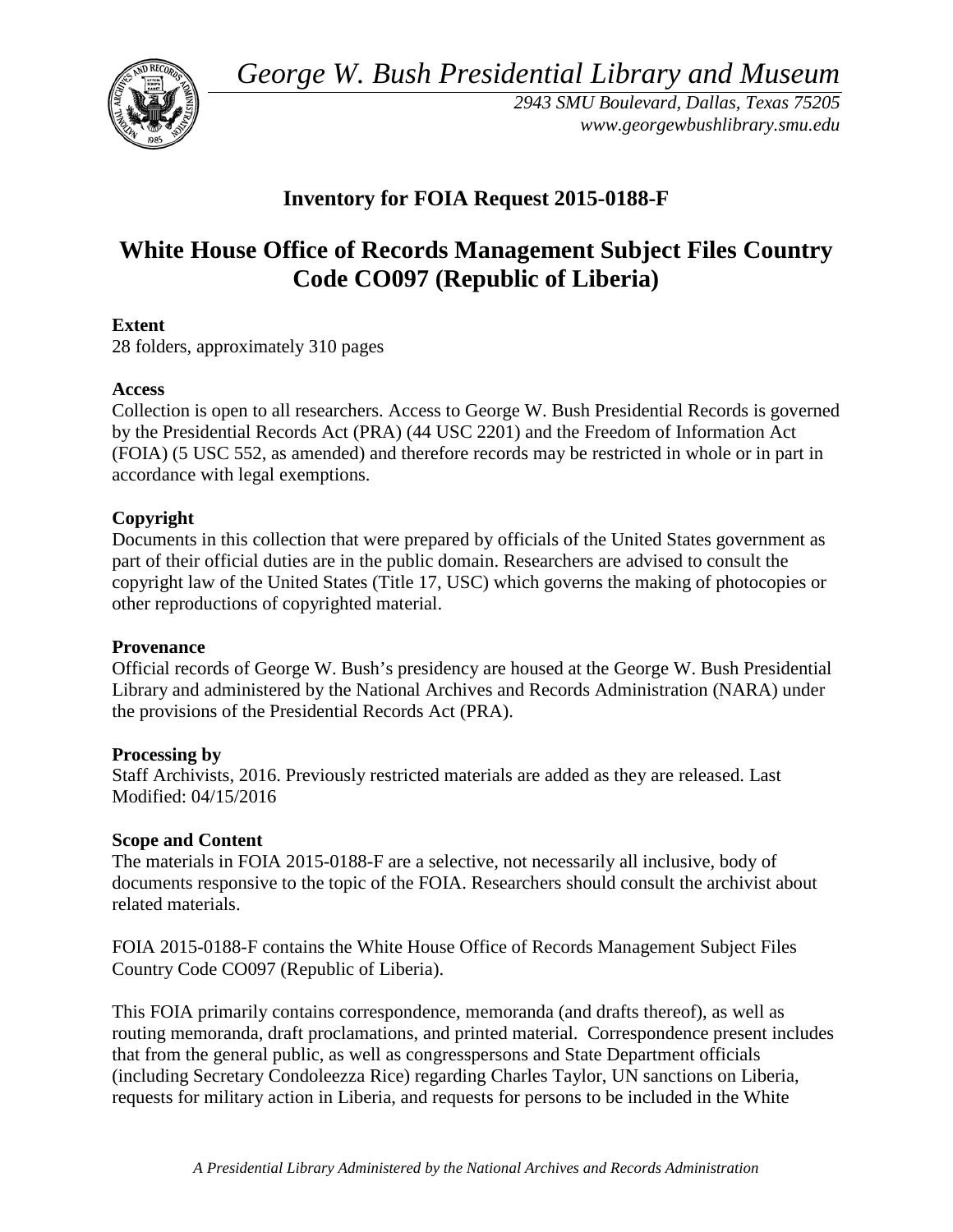*George W. Bush Presidential Library and Museum*

*2943 SMU Boulevard, Dallas, Texas 75205*
*www.georgewbushlibrary.smu.edu*

# Inventory for FOIA Request 2015-0188-F

# White House Office of Records Management Subject Files Country Code CO097 (Republic of Liberia)

**Extent**
28 folders, approximately 310 pages

**Access**
Collection is open to all researchers. Access to George W. Bush Presidential Records is governed by the Presidential Records Act (PRA) (44 USC 2201) and the Freedom of Information Act (FOIA) (5 USC 552, as amended) and therefore records may be restricted in whole or in part in accordance with legal exemptions.

**Copyright**
Documents in this collection that were prepared by officials of the United States government as part of their official duties are in the public domain. Researchers are advised to consult the copyright law of the United States (Title 17, USC) which governs the making of photocopies or other reproductions of copyrighted material.

**Provenance**
Official records of George W. Bush's presidency are housed at the George W. Bush Presidential Library and administered by the National Archives and Records Administration (NARA) under the provisions of the Presidential Records Act (PRA).

**Processing by**
Staff Archivists, 2016. Previously restricted materials are added as they are released. Last Modified: 04/15/2016

**Scope and Content**
The materials in FOIA 2015-0188-F are a selective, not necessarily all inclusive, body of documents responsive to the topic of the FOIA. Researchers should consult the archivist about related materials.

FOIA 2015-0188-F contains the White House Office of Records Management Subject Files Country Code CO097 (Republic of Liberia).

This FOIA primarily contains correspondence, memoranda (and drafts thereof), as well as routing memoranda, draft proclamations, and printed material. Correspondence present includes that from the general public, as well as congresspersons and State Department officials (including Secretary Condoleezza Rice) regarding Charles Taylor, UN sanctions on Liberia, requests for military action in Liberia, and requests for persons to be included in the White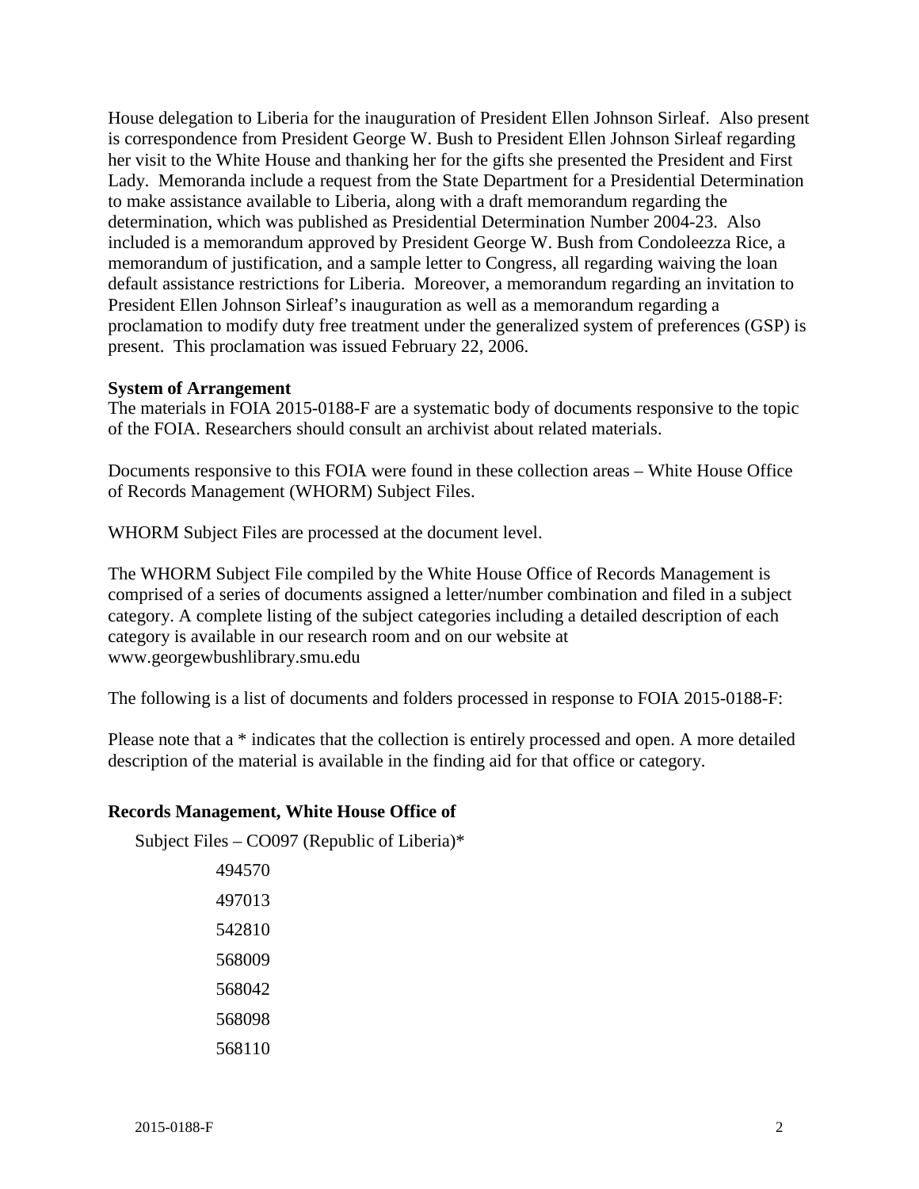House delegation to Liberia for the inauguration of President Ellen Johnson Sirleaf. Also present is correspondence from President George W. Bush to President Ellen Johnson Sirleaf regarding her visit to the White House and thanking her for the gifts she presented the President and First Lady. Memoranda include a request from the State Department for a Presidential Determination to make assistance available to Liberia, along with a draft memorandum regarding the determination, which was published as Presidential Determination Number 2004-23. Also included is a memorandum approved by President George W. Bush from Condoleezza Rice, a memorandum of justification, and a sample letter to Congress, all regarding waiving the loan default assistance restrictions for Liberia. Moreover, a memorandum regarding an invitation to President Ellen Johnson Sirleaf's inauguration as well as a memorandum regarding a proclamation to modify duty free treatment under the generalized system of preferences (GSP) is present. This proclamation was issued February 22, 2006.

**System of Arrangement**

The materials in FOIA 2015-0188-F are a systematic body of documents responsive to the topic of the FOIA. Researchers should consult an archivist about related materials.

Documents responsive to this FOIA were found in these collection areas – White House Office of Records Management (WHORM) Subject Files.

WHORM Subject Files are processed at the document level.

The WHORM Subject File compiled by the White House Office of Records Management is comprised of a series of documents assigned a letter/number combination and filed in a subject category. A complete listing of the subject categories including a detailed description of each category is available in our research room and on our website at www.georgewbushlibrary.smu.edu

The following is a list of documents and folders processed in response to FOIA 2015-0188-F:

Please note that a * indicates that the collection is entirely processed and open. A more detailed description of the material is available in the finding aid for that office or category.

**Records Management, White House Office of**

Subject Files – CO097 (Republic of Liberia)*

- 494570
- 497013
- 542810
- 568009
- 568042
- 568098
- 568110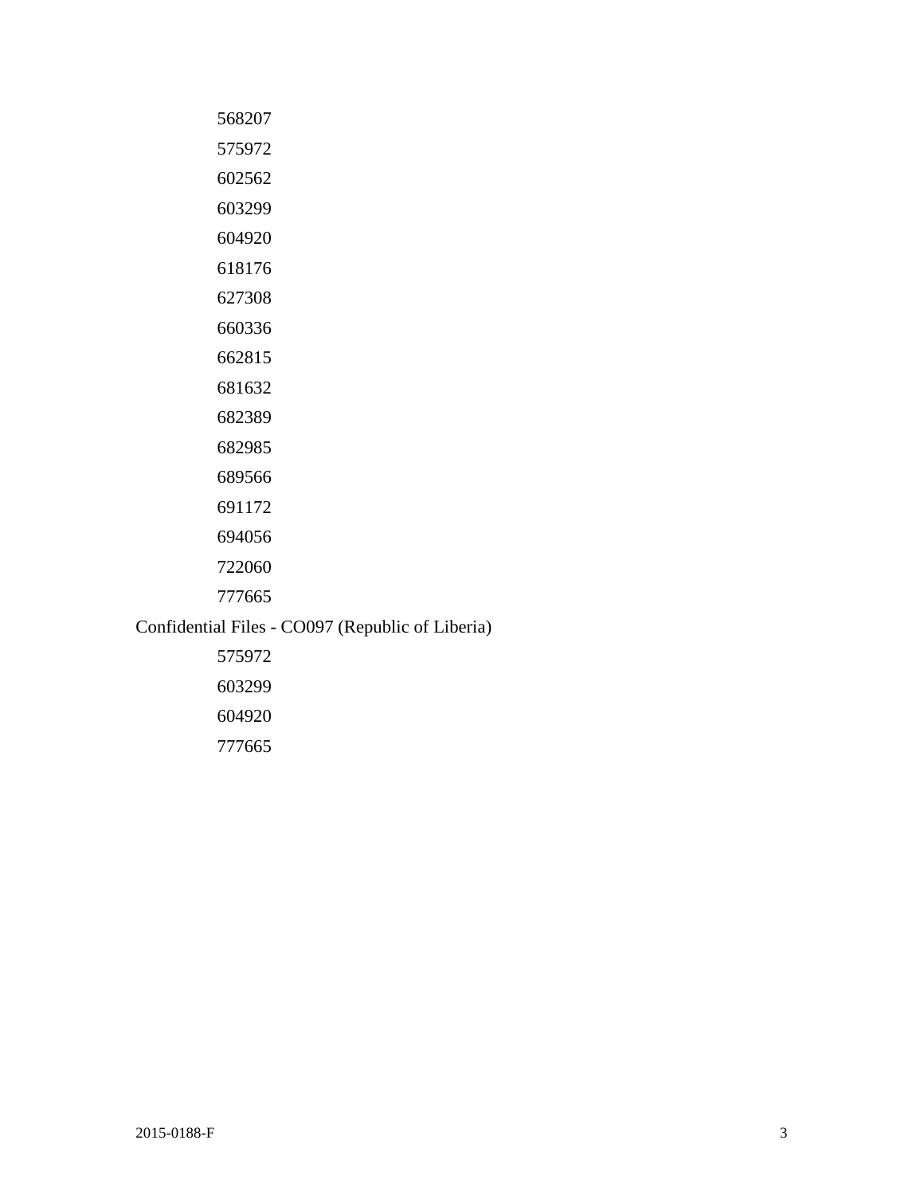568207

575972

602562

603299

604920

618176

627308

660336

662815

681632

682389

682985

689566

691172

694056

722060

777665

Confidential Files - CO097 (Republic of Liberia)

575972

603299

604920

777665